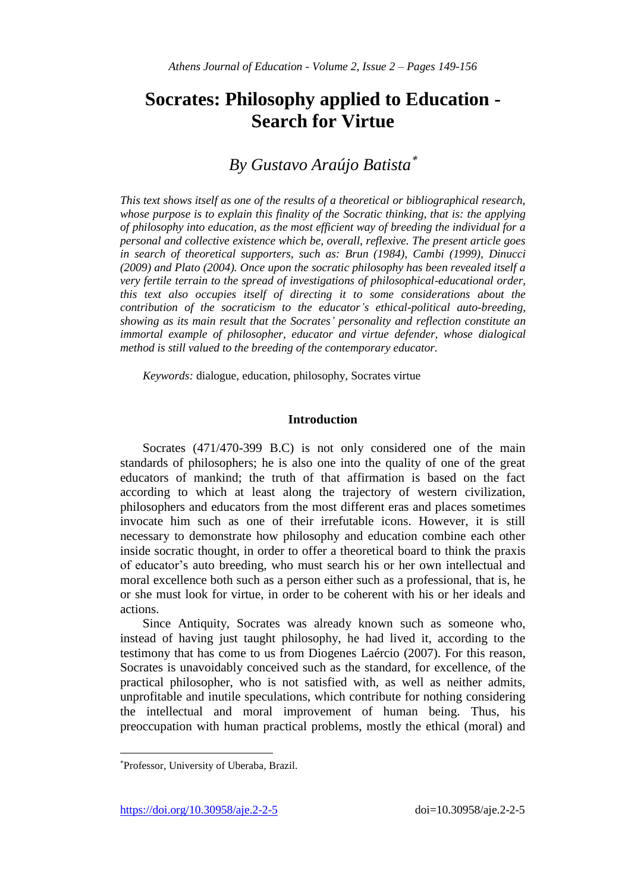# Socrates: Philosophy applied to Education - Search for Virtue

## *By Gustavo Araújo Batista*[*]

*This text shows itself as one of the results of a theoretical or bibliographical research, whose purpose is to explain this finality of the Socratic thinking, that is: the applying of philosophy into education, as the most efficient way of breeding the individual for a personal and collective existence which be, overall, reflexive. The present article goes in search of theoretical supporters, such as: Brun (1984), Cambi (1999), Dinucci (2009) and Plato (2004). Once upon the socratic philosophy has been revealed itself a very fertile terrain to the spread of investigations of philosophical-educational order, this text also occupies itself of directing it to some considerations about the contribution of the socraticism to the educator's ethical-political auto-breeding, showing as its main result that the Socrates' personality and reflection constitute an immortal example of philosopher, educator and virtue defender, whose dialogical method is still valued to the breeding of the contemporary educator.*

*Keywords:* dialogue, education, philosophy, Socrates virtue

## Introduction

Socrates (471/470-399 B.C) is not only considered one of the main standards of philosophers; he is also one into the quality of one of the great educators of mankind; the truth of that affirmation is based on the fact according to which at least along the trajectory of western civilization, philosophers and educators from the most different eras and places sometimes invocate him such as one of their irrefutable icons. However, it is still necessary to demonstrate how philosophy and education combine each other inside socratic thought, in order to offer a theoretical board to think the praxis of educator's auto breeding, who must search his or her own intellectual and moral excellence both such as a person either such as a professional, that is, he or she must look for virtue, in order to be coherent with his or her ideals and actions.

Since Antiquity, Socrates was already known such as someone who, instead of having just taught philosophy, he had lived it, according to the testimony that has come to us from Diogenes Laércio (2007). For this reason, Socrates is unavoidably conceived such as the standard, for excellence, of the practical philosopher, who is not satisfied with, as well as neither admits, unprofitable and inutile speculations, which contribute for nothing considering the intellectual and moral improvement of human being. Thus, his preoccupation with human practical problems, mostly the ethical (moral) and

[*] Professor, University of Uberaba, Brazil.

https://doi.org/10.30958/aje.2-2-5 doi=10.30958/aje.2-2-5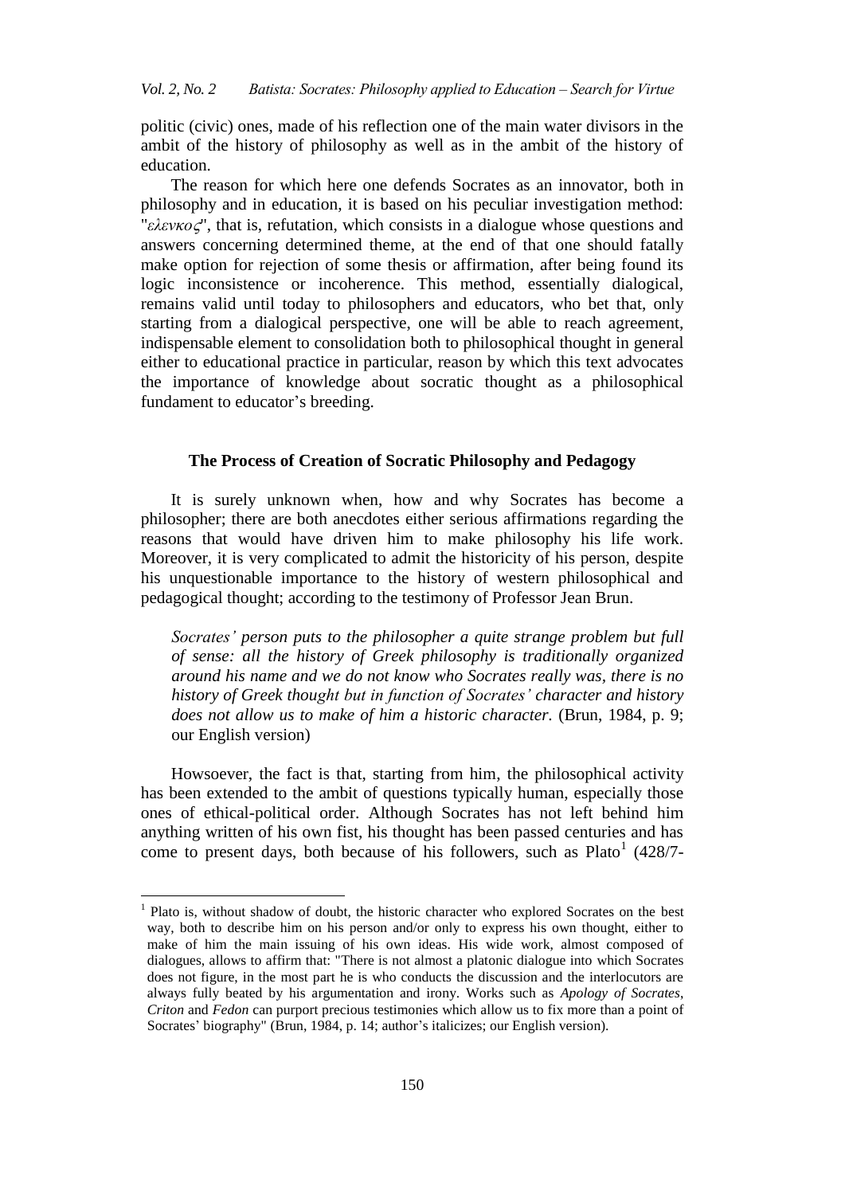politic (civic) ones, made of his reflection one of the main water divisors in the ambit of the history of philosophy as well as in the ambit of the history of education.

The reason for which here one defends Socrates as an innovator, both in philosophy and in education, it is based on his peculiar investigation method: "*ελενκος*", that is, refutation, which consists in a dialogue whose questions and answers concerning determined theme, at the end of that one should fatally make option for rejection of some thesis or affirmation, after being found its logic inconsistence or incoherence. This method, essentially dialogical, remains valid until today to philosophers and educators, who bet that, only starting from a dialogical perspective, one will be able to reach agreement, indispensable element to consolidation both to philosophical thought in general either to educational practice in particular, reason by which this text advocates the importance of knowledge about socratic thought as a philosophical fundament to educator's breeding.

## The Process of Creation of Socratic Philosophy and Pedagogy

It is surely unknown when, how and why Socrates has become a philosopher; there are both anecdotes either serious affirmations regarding the reasons that would have driven him to make philosophy his life work. Moreover, it is very complicated to admit the historicity of his person, despite his unquestionable importance to the history of western philosophical and pedagogical thought; according to the testimony of Professor Jean Brun.

> *Socrates' person puts to the philosopher a quite strange problem but full of sense: all the history of Greek philosophy is traditionally organized around his name and we do not know who Socrates really was, there is no history of Greek thought but in function of Socrates' character and history does not allow us to make of him a historic character.* (Brun, 1984, p. 9; our English version)

Howsoever, the fact is that, starting from him, the philosophical activity has been extended to the ambit of questions typically human, especially those ones of ethical-political order. Although Socrates has not left behind him anything written of his own fist, his thought has been passed centuries and has come to present days, both because of his followers, such as Plato[1] (428/7-

---

[1] Plato is, without shadow of doubt, the historic character who explored Socrates on the best way, both to describe him on his person and/or only to express his own thought, either to make of him the main issuing of his own ideas. His wide work, almost composed of dialogues, allows to affirm that: "There is not almost a platonic dialogue into which Socrates does not figure, in the most part he is who conducts the discussion and the interlocutors are always fully beated by his argumentation and irony. Works such as *Apology of Socrates*, *Criton* and *Fedon* can purport precious testimonies which allow us to fix more than a point of Socrates' biography" (Brun, 1984, p. 14; author's italicizes; our English version).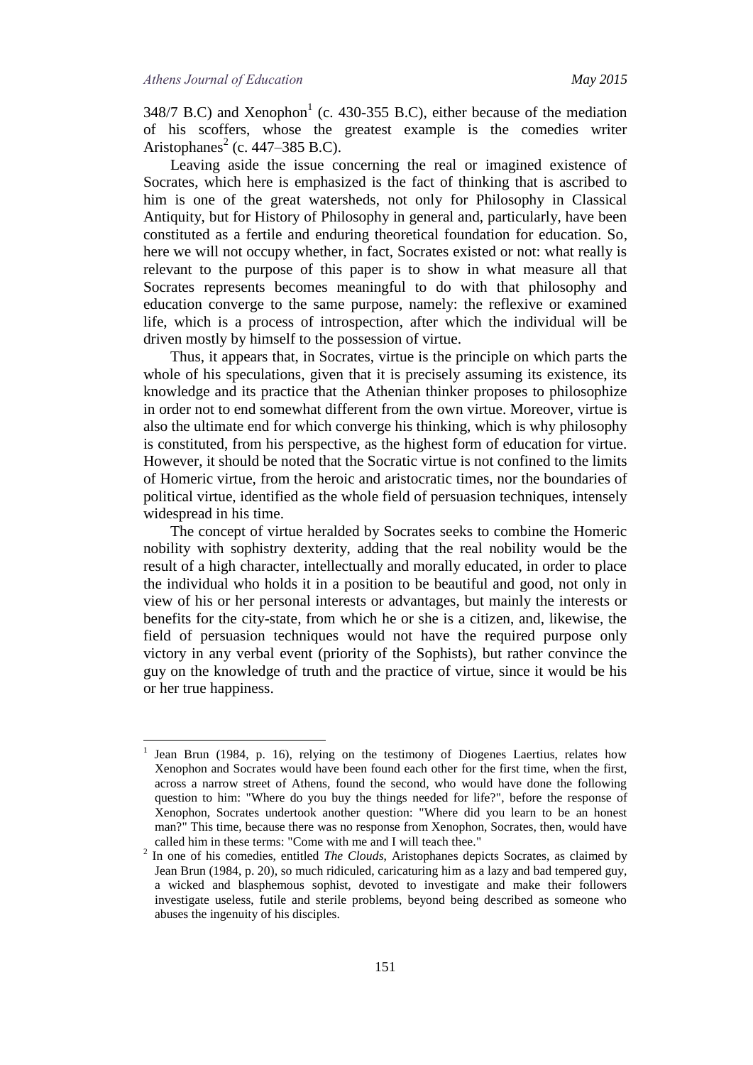348/7 B.C) and Xenophon[1] (c. 430-355 B.C), either because of the mediation of his scoffers, whose the greatest example is the comedies writer Aristophanes[2] (c. 447–385 B.C).

Leaving aside the issue concerning the real or imagined existence of Socrates, which here is emphasized is the fact of thinking that is ascribed to him is one of the great watersheds, not only for Philosophy in Classical Antiquity, but for History of Philosophy in general and, particularly, have been constituted as a fertile and enduring theoretical foundation for education. So, here we will not occupy whether, in fact, Socrates existed or not: what really is relevant to the purpose of this paper is to show in what measure all that Socrates represents becomes meaningful to do with that philosophy and education converge to the same purpose, namely: the reflexive or examined life, which is a process of introspection, after which the individual will be driven mostly by himself to the possession of virtue.

Thus, it appears that, in Socrates, virtue is the principle on which parts the whole of his speculations, given that it is precisely assuming its existence, its knowledge and its practice that the Athenian thinker proposes to philosophize in order not to end somewhat different from the own virtue. Moreover, virtue is also the ultimate end for which converge his thinking, which is why philosophy is constituted, from his perspective, as the highest form of education for virtue. However, it should be noted that the Socratic virtue is not confined to the limits of Homeric virtue, from the heroic and aristocratic times, nor the boundaries of political virtue, identified as the whole field of persuasion techniques, intensely widespread in his time.

The concept of virtue heralded by Socrates seeks to combine the Homeric nobility with sophistry dexterity, adding that the real nobility would be the result of a high character, intellectually and morally educated, in order to place the individual who holds it in a position to be beautiful and good, not only in view of his or her personal interests or advantages, but mainly the interests or benefits for the city-state, from which he or she is a citizen, and, likewise, the field of persuasion techniques would not have the required purpose only victory in any verbal event (priority of the Sophists), but rather convince the guy on the knowledge of truth and the practice of virtue, since it would be his or her true happiness.

---

[1] Jean Brun (1984, p. 16), relying on the testimony of Diogenes Laertius, relates how Xenophon and Socrates would have been found each other for the first time, when the first, across a narrow street of Athens, found the second, who would have done the following question to him: "Where do you buy the things needed for life?", before the response of Xenophon, Socrates undertook another question: "Where did you learn to be an honest man?" This time, because there was no response from Xenophon, Socrates, then, would have called him in these terms: "Come with me and I will teach thee."

[2] In one of his comedies, entitled *The Clouds*, Aristophanes depicts Socrates, as claimed by Jean Brun (1984, p. 20), so much ridiculed, caricaturing him as a lazy and bad tempered guy, a wicked and blasphemous sophist, devoted to investigate and make their followers investigate useless, futile and sterile problems, beyond being described as someone who abuses the ingenuity of his disciples.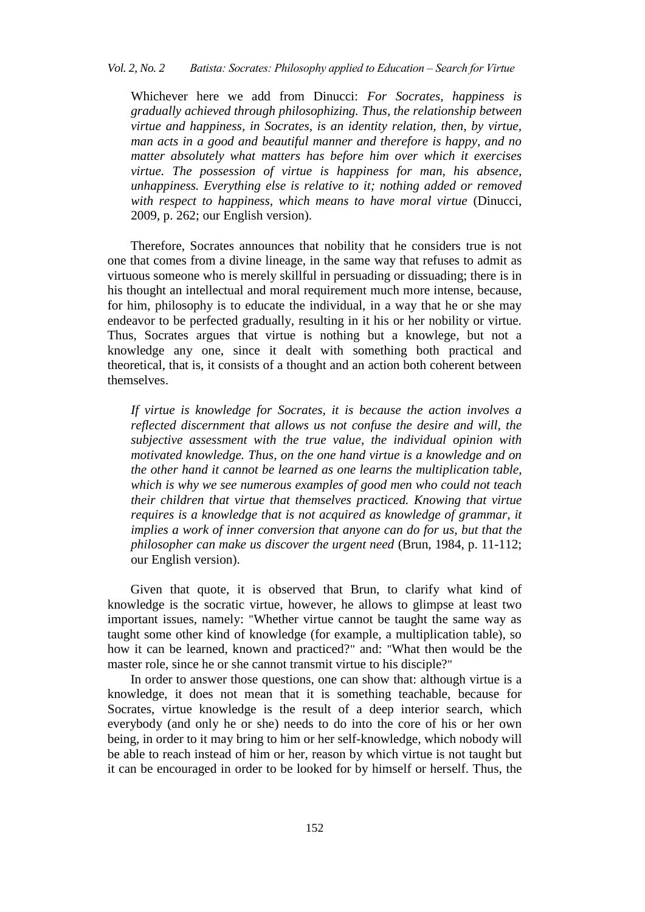Whichever here we add from Dinucci: *For Socrates, happiness is gradually achieved through philosophizing. Thus, the relationship between virtue and happiness, in Socrates, is an identity relation, then, by virtue, man acts in a good and beautiful manner and therefore is happy, and no matter absolutely what matters has before him over which it exercises virtue. The possession of virtue is happiness for man, his absence, unhappiness. Everything else is relative to it; nothing added or removed with respect to happiness, which means to have moral virtue* (Dinucci, 2009, p. 262; our English version).

Therefore, Socrates announces that nobility that he considers true is not one that comes from a divine lineage, in the same way that refuses to admit as virtuous someone who is merely skillful in persuading or dissuading; there is in his thought an intellectual and moral requirement much more intense, because, for him, philosophy is to educate the individual, in a way that he or she may endeavor to be perfected gradually, resulting in it his or her nobility or virtue. Thus, Socrates argues that virtue is nothing but a knowlege, but not a knowledge any one, since it dealt with something both practical and theoretical, that is, it consists of a thought and an action both coherent between themselves.

*If virtue is knowledge for Socrates, it is because the action involves a reflected discernment that allows us not confuse the desire and will, the subjective assessment with the true value, the individual opinion with motivated knowledge. Thus, on the one hand virtue is a knowledge and on the other hand it cannot be learned as one learns the multiplication table, which is why we see numerous examples of good men who could not teach their children that virtue that themselves practiced. Knowing that virtue requires is a knowledge that is not acquired as knowledge of grammar, it implies a work of inner conversion that anyone can do for us, but that the philosopher can make us discover the urgent need* (Brun, 1984, p. 11-112; our English version).

Given that quote, it is observed that Brun, to clarify what kind of knowledge is the socratic virtue, however, he allows to glimpse at least two important issues, namely: "Whether virtue cannot be taught the same way as taught some other kind of knowledge (for example, a multiplication table), so how it can be learned, known and practiced?" and: "What then would be the master role, since he or she cannot transmit virtue to his disciple?"

In order to answer those questions, one can show that: although virtue is a knowledge, it does not mean that it is something teachable, because for Socrates, virtue knowledge is the result of a deep interior search, which everybody (and only he or she) needs to do into the core of his or her own being, in order to it may bring to him or her self-knowledge, which nobody will be able to reach instead of him or her, reason by which virtue is not taught but it can be encouraged in order to be looked for by himself or herself. Thus, the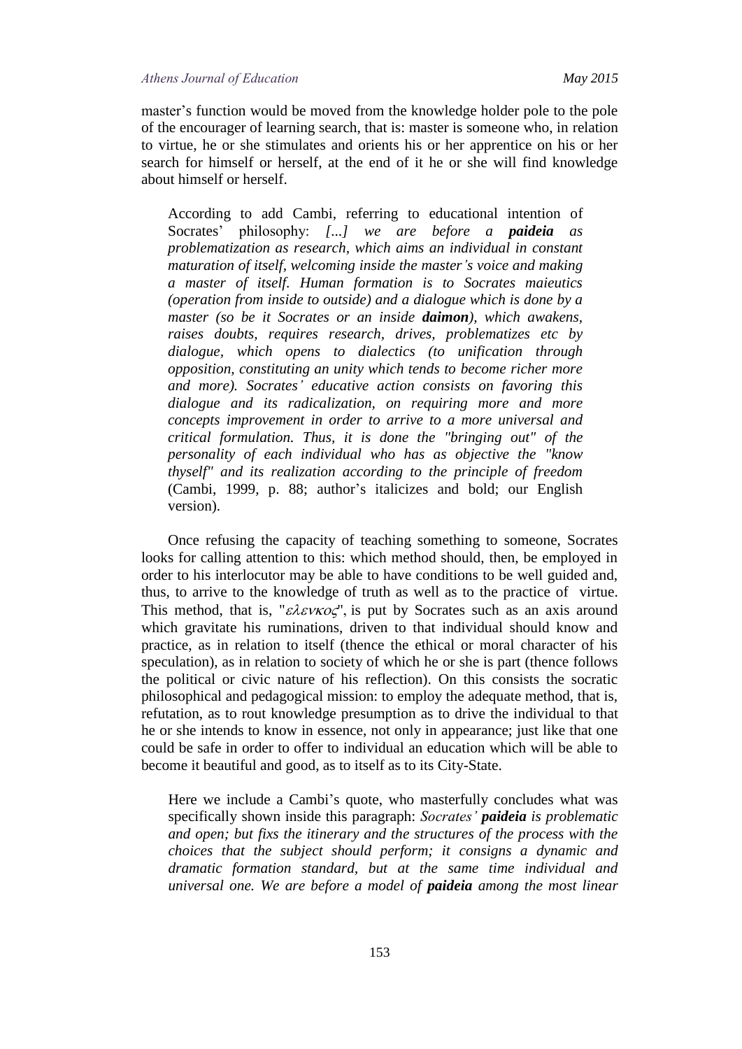master's function would be moved from the knowledge holder pole to the pole of the encourager of learning search, that is: master is someone who, in relation to virtue, he or she stimulates and orients his or her apprentice on his or her search for himself or herself, at the end of it he or she will find knowledge about himself or herself.

> According to add Cambi, referring to educational intention of Socrates' philosophy: *[...] we are before a **paideia** as problematization as research, which aims an individual in constant maturation of itself, welcoming inside the master's voice and making a master of itself. Human formation is to Socrates maieutics (operation from inside to outside) and a dialogue which is done by a master (so be it Socrates or an inside **daimon**), which awakens, raises doubts, requires research, drives, problematizes etc by dialogue, which opens to dialectics (to unification through opposition, constituting an unity which tends to become richer more and more). Socrates' educative action consists on favoring this dialogue and its radicalization, on requiring more and more concepts improvement in order to arrive to a more universal and critical formulation. Thus, it is done the "bringing out" of the personality of each individual who has as objective the "know thyself" and its realization according to the principle of freedom* (Cambi, 1999, p. 88; author's italicizes and bold; our English version).

Once refusing the capacity of teaching something to someone, Socrates looks for calling attention to this: which method should, then, be employed in order to his interlocutor may be able to have conditions to be well guided and, thus, to arrive to the knowledge of truth as well as to the practice of virtue. This method, that is, "ελενκος", is put by Socrates such as an axis around which gravitate his ruminations, driven to that individual should know and practice, as in relation to itself (thence the ethical or moral character of his speculation), as in relation to society of which he or she is part (thence follows the political or civic nature of his reflection). On this consists the socratic philosophical and pedagogical mission: to employ the adequate method, that is, refutation, as to rout knowledge presumption as to drive the individual to that he or she intends to know in essence, not only in appearance; just like that one could be safe in order to offer to individual an education which will be able to become it beautiful and good, as to itself as to its City-State.

> Here we include a Cambi's quote, who masterfully concludes what was specifically shown inside this paragraph: *Socrates' **paideia** is problematic and open; but fixs the itinerary and the structures of the process with the choices that the subject should perform; it consigns a dynamic and dramatic formation standard, but at the same time individual and universal one. We are before a model of **paideia** among the most linear*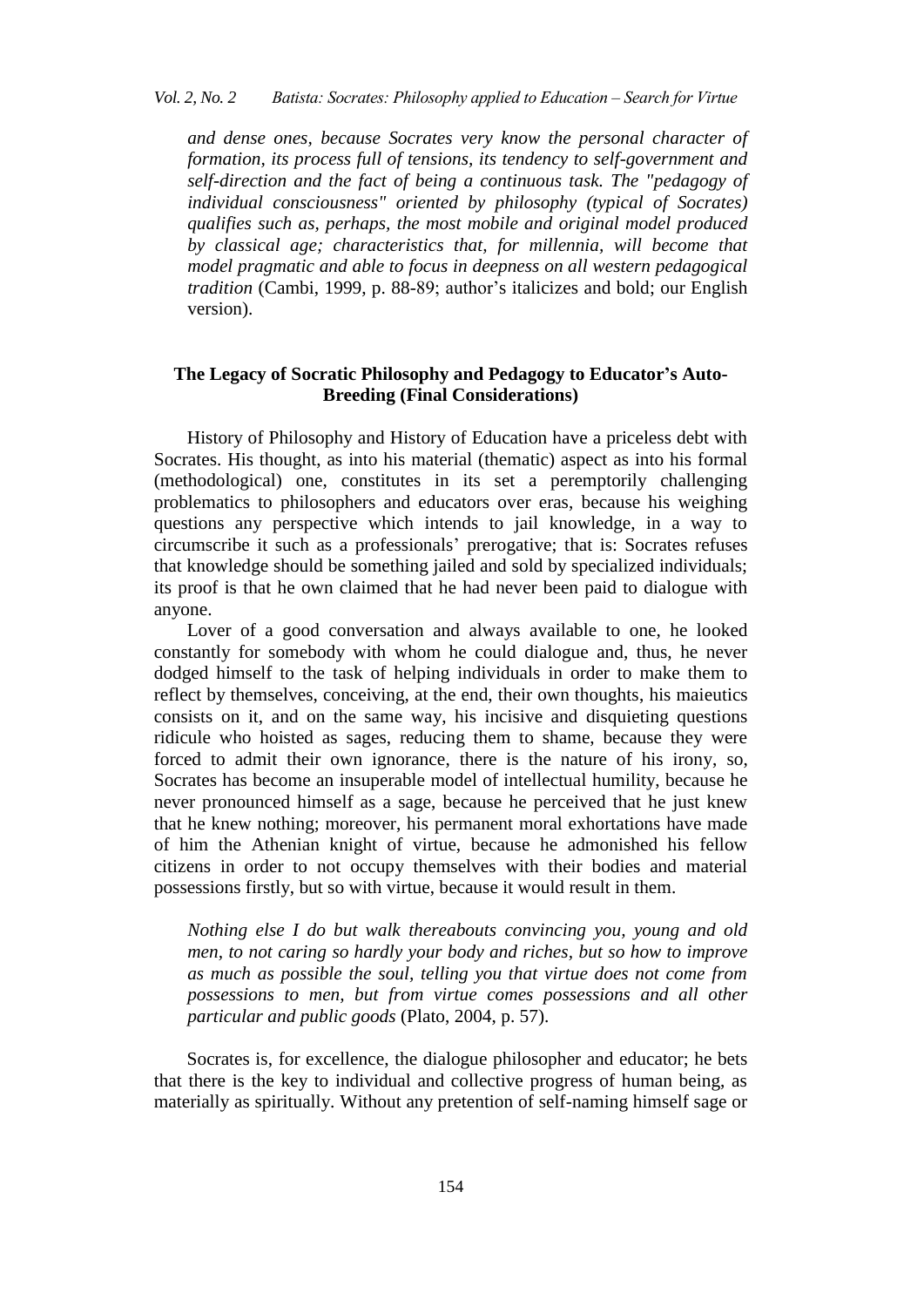> *and dense ones, because Socrates very know the personal character of formation, its process full of tensions, its tendency to self-government and self-direction and the fact of being a continuous task. The "pedagogy of individual consciousness" oriented by philosophy (typical of Socrates) qualifies such as, perhaps, the most mobile and original model produced by classical age; characteristics that, for millennia, will become that model pragmatic and able to focus in deepness on all western pedagogical tradition* (Cambi, 1999, p. 88-89; author's italicizes and bold; our English version).

## The Legacy of Socratic Philosophy and Pedagogy to Educator's Auto-Breeding (Final Considerations)

History of Philosophy and History of Education have a priceless debt with Socrates. His thought, as into his material (thematic) aspect as into his formal (methodological) one, constitutes in its set a peremptorily challenging problematics to philosophers and educators over eras, because his weighing questions any perspective which intends to jail knowledge, in a way to circumscribe it such as a professionals' prerogative; that is: Socrates refuses that knowledge should be something jailed and sold by specialized individuals; its proof is that he own claimed that he had never been paid to dialogue with anyone.

Lover of a good conversation and always available to one, he looked constantly for somebody with whom he could dialogue and, thus, he never dodged himself to the task of helping individuals in order to make them to reflect by themselves, conceiving, at the end, their own thoughts, his maieutics consists on it, and on the same way, his incisive and disquieting questions ridicule who hoisted as sages, reducing them to shame, because they were forced to admit their own ignorance, there is the nature of his irony, so, Socrates has become an insuperable model of intellectual humility, because he never pronounced himself as a sage, because he perceived that he just knew that he knew nothing; moreover, his permanent moral exhortations have made of him the Athenian knight of virtue, because he admonished his fellow citizens in order to not occupy themselves with their bodies and material possessions firstly, but so with virtue, because it would result in them.

> *Nothing else I do but walk thereabouts convincing you, young and old men, to not caring so hardly your body and riches, but so how to improve as much as possible the soul, telling you that virtue does not come from possessions to men, but from virtue comes possessions and all other particular and public goods* (Plato, 2004, p. 57).

Socrates is, for excellence, the dialogue philosopher and educator; he bets that there is the key to individual and collective progress of human being, as materially as spiritually. Without any pretention of self-naming himself sage or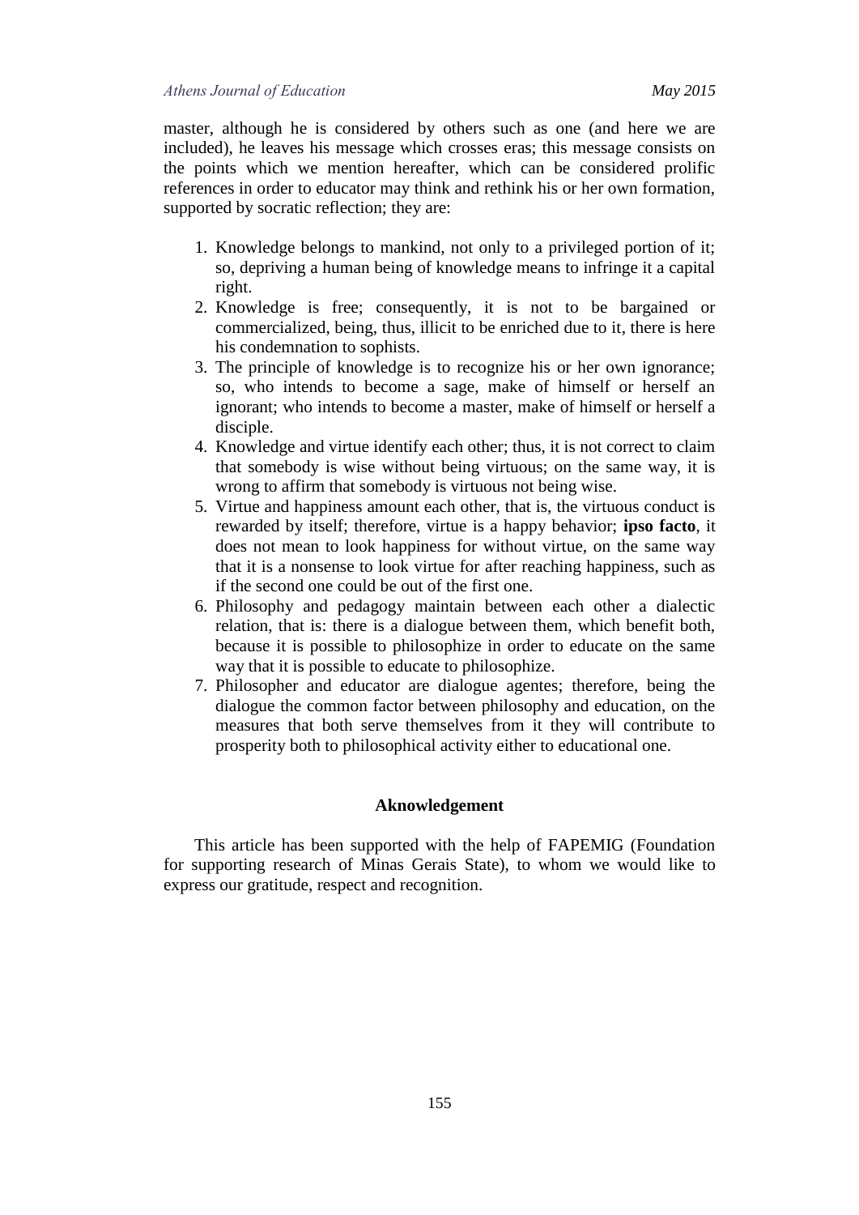master, although he is considered by others such as one (and here we are included), he leaves his message which crosses eras; this message consists on the points which we mention hereafter, which can be considered prolific references in order to educator may think and rethink his or her own formation, supported by socratic reflection; they are:

1. Knowledge belongs to mankind, not only to a privileged portion of it; so, depriving a human being of knowledge means to infringe it a capital right.
2. Knowledge is free; consequently, it is not to be bargained or commercialized, being, thus, illicit to be enriched due to it, there is here his condemnation to sophists.
3. The principle of knowledge is to recognize his or her own ignorance; so, who intends to become a sage, make of himself or herself an ignorant; who intends to become a master, make of himself or herself a disciple.
4. Knowledge and virtue identify each other; thus, it is not correct to claim that somebody is wise without being virtuous; on the same way, it is wrong to affirm that somebody is virtuous not being wise.
5. Virtue and happiness amount each other, that is, the virtuous conduct is rewarded by itself; therefore, virtue is a happy behavior; **ipso facto**, it does not mean to look happiness for without virtue, on the same way that it is a nonsense to look virtue for after reaching happiness, such as if the second one could be out of the first one.
6. Philosophy and pedagogy maintain between each other a dialectic relation, that is: there is a dialogue between them, which benefit both, because it is possible to philosophize in order to educate on the same way that it is possible to educate to philosophize.
7. Philosopher and educator are dialogue agentes; therefore, being the dialogue the common factor between philosophy and education, on the measures that both serve themselves from it they will contribute to prosperity both to philosophical activity either to educational one.

## Aknowledgement

This article has been supported with the help of FAPEMIG (Foundation for supporting research of Minas Gerais State), to whom we would like to express our gratitude, respect and recognition.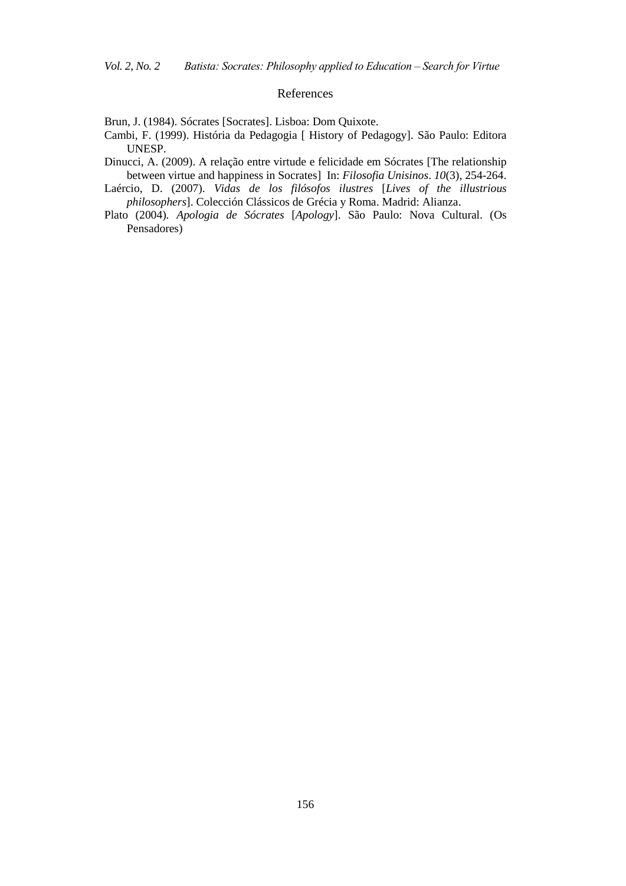## References

Brun, J. (1984). Sócrates [Socrates]. Lisboa: Dom Quixote.

Cambi, F. (1999). História da Pedagogia [ History of Pedagogy]. São Paulo: Editora UNESP.

Dinucci, A. (2009). A relação entre virtude e felicidade em Sócrates [The relationship between virtue and happiness in Socrates] In: *Filosofia Unisinos*. *10*(3), 254-264.

Laércio, D. (2007). *Vidas de los filósofos ilustres* [*Lives of the illustrious philosophers*]. Colección Clássicos de Grécia y Roma. Madrid: Alianza.

Plato (2004). *Apologia de Sócrates* [*Apology*]. São Paulo: Nova Cultural. (Os Pensadores)